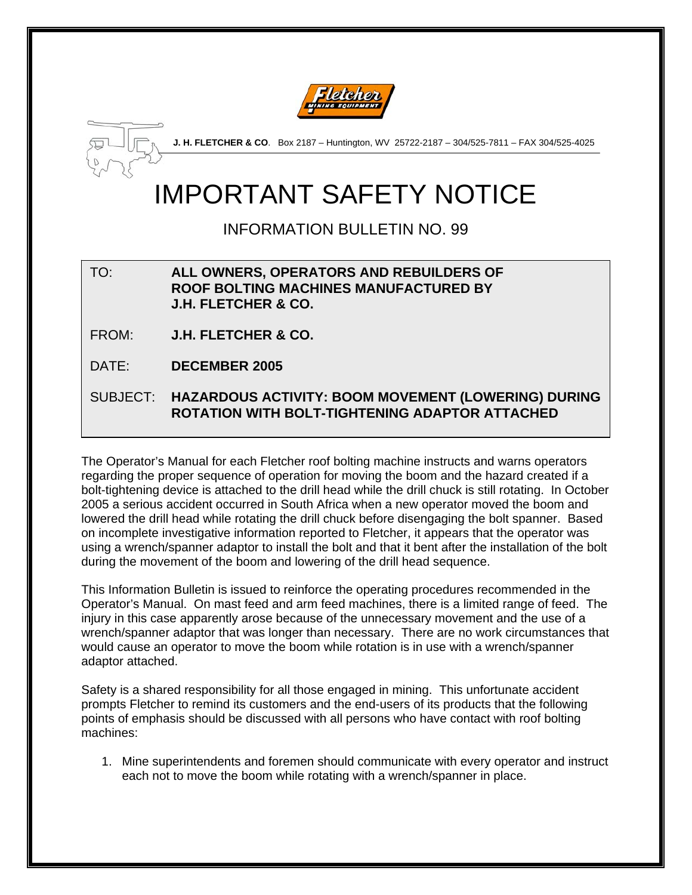**J. H. FLETCHER & CO**. Box 2187 – Huntington, WV 25722-2187 – 304/525-7811 – FAX 304/525-4025

# IMPORTANT SAFETY NOTICE

## INFORMATION BULLETIN NO. 99

| | |
|---|---|
| TO: | **ALL OWNERS, OPERATORS AND REBUILDERS OF ROOF BOLTING MACHINES MANUFACTURED BY J.H. FLETCHER & CO.** |
| FROM: | **J.H. FLETCHER & CO.** |
| DATE: | **DECEMBER 2005** |
| SUBJECT: | **HAZARDOUS ACTIVITY: BOOM MOVEMENT (LOWERING) DURING ROTATION WITH BOLT-TIGHTENING ADAPTOR ATTACHED** |

The Operator's Manual for each Fletcher roof bolting machine instructs and warns operators regarding the proper sequence of operation for moving the boom and the hazard created if a bolt-tightening device is attached to the drill head while the drill chuck is still rotating. In October 2005 a serious accident occurred in South Africa when a new operator moved the boom and lowered the drill head while rotating the drill chuck before disengaging the bolt spanner. Based on incomplete investigative information reported to Fletcher, it appears that the operator was using a wrench/spanner adaptor to install the bolt and that it bent after the installation of the bolt during the movement of the boom and lowering of the drill head sequence.

This Information Bulletin is issued to reinforce the operating procedures recommended in the Operator's Manual. On mast feed and arm feed machines, there is a limited range of feed. The injury in this case apparently arose because of the unnecessary movement and the use of a wrench/spanner adaptor that was longer than necessary. There are no work circumstances that would cause an operator to move the boom while rotation is in use with a wrench/spanner adaptor attached.

Safety is a shared responsibility for all those engaged in mining. This unfortunate accident prompts Fletcher to remind its customers and the end-users of its products that the following points of emphasis should be discussed with all persons who have contact with roof bolting machines:

1. Mine superintendents and foremen should communicate with every operator and instruct each not to move the boom while rotating with a wrench/spanner in place.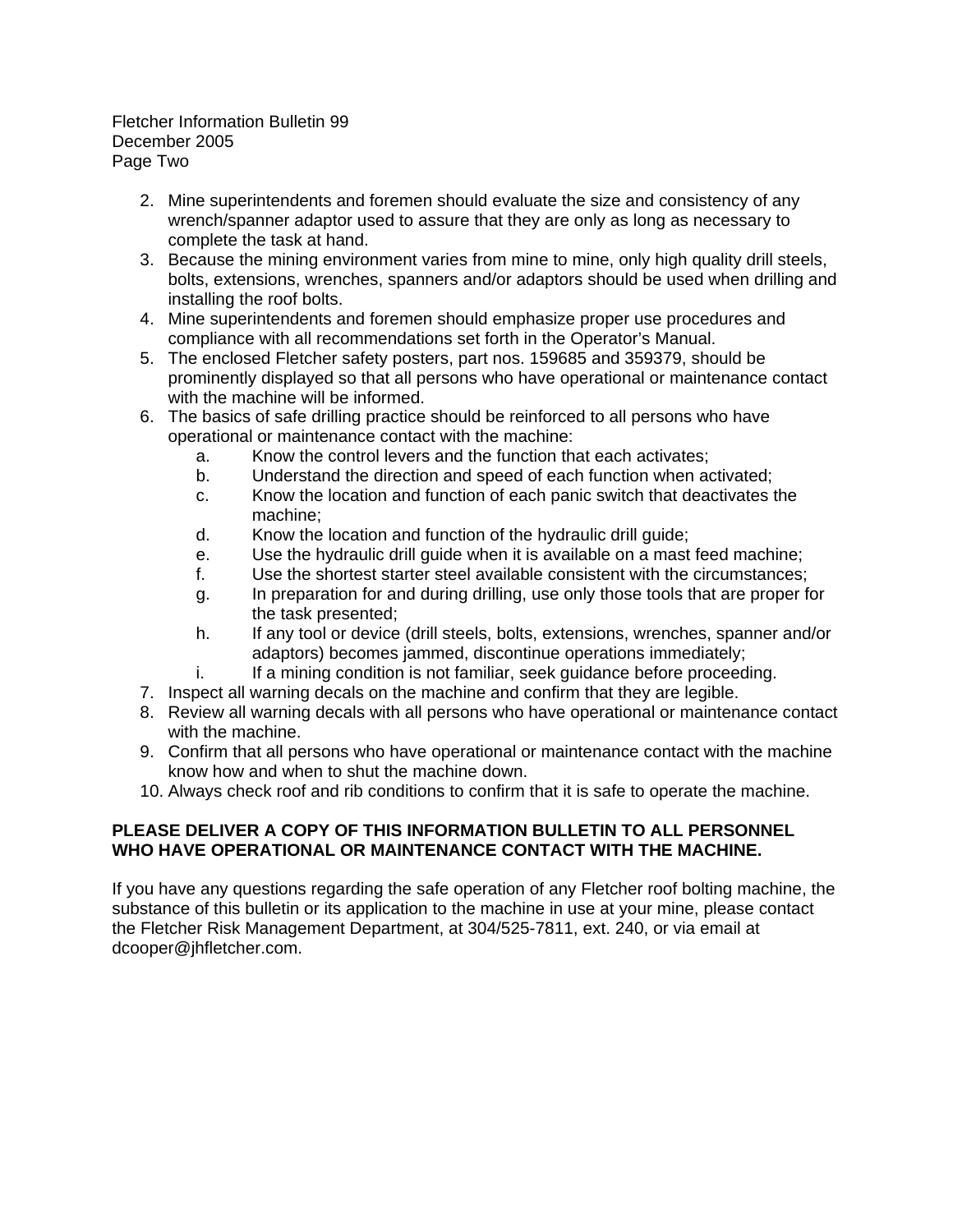2. Mine superintendents and foremen should evaluate the size and consistency of any wrench/spanner adaptor used to assure that they are only as long as necessary to complete the task at hand.
3. Because the mining environment varies from mine to mine, only high quality drill steels, bolts, extensions, wrenches, spanners and/or adaptors should be used when drilling and installing the roof bolts.
4. Mine superintendents and foremen should emphasize proper use procedures and compliance with all recommendations set forth in the Operator's Manual.
5. The enclosed Fletcher safety posters, part nos. 159685 and 359379, should be prominently displayed so that all persons who have operational or maintenance contact with the machine will be informed.
6. The basics of safe drilling practice should be reinforced to all persons who have operational or maintenance contact with the machine:
   a. Know the control levers and the function that each activates;
   b. Understand the direction and speed of each function when activated;
   c. Know the location and function of each panic switch that deactivates the machine;
   d. Know the location and function of the hydraulic drill guide;
   e. Use the hydraulic drill guide when it is available on a mast feed machine;
   f. Use the shortest starter steel available consistent with the circumstances;
   g. In preparation for and during drilling, use only those tools that are proper for the task presented;
   h. If any tool or device (drill steels, bolts, extensions, wrenches, spanner and/or adaptors) becomes jammed, discontinue operations immediately;
   i. If a mining condition is not familiar, seek guidance before proceeding.
7. Inspect all warning decals on the machine and confirm that they are legible.
8. Review all warning decals with all persons who have operational or maintenance contact with the machine.
9. Confirm that all persons who have operational or maintenance contact with the machine know how and when to shut the machine down.
10. Always check roof and rib conditions to confirm that it is safe to operate the machine.

**PLEASE DELIVER A COPY OF THIS INFORMATION BULLETIN TO ALL PERSONNEL WHO HAVE OPERATIONAL OR MAINTENANCE CONTACT WITH THE MACHINE.**

If you have any questions regarding the safe operation of any Fletcher roof bolting machine, the substance of this bulletin or its application to the machine in use at your mine, please contact the Fletcher Risk Management Department, at 304/525-7811, ext. 240, or via email at dcooper@jhfletcher.com.